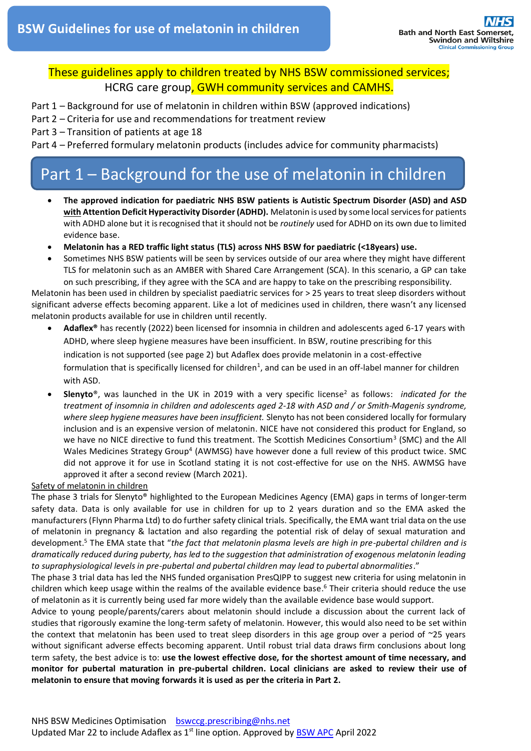# BSW Guidelines for use of melatonin in children

These guidelines apply to children treated by NHS BSW commissioned services; HCRG care group, GWH community services and CAMHS.

Part 1 – Background for use of melatonin in children within BSW (approved indications)
Part 2 – Criteria for use and recommendations for treatment review
Part 3 – Transition of patients at age 18
Part 4 – Preferred formulary melatonin products (includes advice for community pharmacists)

## Part 1 – Background for the use of melatonin in children

- **The approved indication for paediatric NHS BSW patients is Autistic Spectrum Disorder (ASD) and ASD <u>with</u> Attention Deficit Hyperactivity Disorder (ADHD).** Melatonin is used by some local services for patients with ADHD alone but it is recognised that it should not be *routinely* used for ADHD on its own due to limited evidence base.
- **Melatonin has a RED traffic light status (TLS) across NHS BSW for paediatric (<18years) use.**
- Sometimes NHS BSW patients will be seen by services outside of our area where they might have different TLS for melatonin such as an AMBER with Shared Care Arrangement (SCA). In this scenario, a GP can take on such prescribing, if they agree with the SCA and are happy to take on the prescribing responsibility.

Melatonin has been used in children by specialist paediatric services for > 25 years to treat sleep disorders without significant adverse effects becoming apparent. Like a lot of medicines used in children, there wasn't any licensed melatonin products available for use in children until recently.

- **Adaflex®** has recently (2022) been licensed for insomnia in children and adolescents aged 6-17 years with ADHD, where sleep hygiene measures have been insufficient. In BSW, routine prescribing for this indication is not supported (see page 2) but Adaflex does provide melatonin in a cost-effective formulation that is specifically licensed for children[1], and can be used in an off-label manner for children with ASD.
- **Slenyto®**, was launched in the UK in 2019 with a very specific license[2] as follows: *indicated for the treatment of insomnia in children and adolescents aged 2-18 with ASD and / or Smith-Magenis syndrome, where sleep hygiene measures have been insufficient.* Slenyto has not been considered locally for formulary inclusion and is an expensive version of melatonin. NICE have not considered this product for England, so we have no NICE directive to fund this treatment. The Scottish Medicines Consortium[3] (SMC) and the All Wales Medicines Strategy Group[4] (AWMSG) have however done a full review of this product twice. SMC did not approve it for use in Scotland stating it is not cost-effective for use on the NHS. AWMSG have approved it after a second review (March 2021).

<u>Safety of melatonin in children</u>

The phase 3 trials for Slenyto® highlighted to the European Medicines Agency (EMA) gaps in terms of longer-term safety data. Data is only available for use in children for up to 2 years duration and so the EMA asked the manufacturers (Flynn Pharma Ltd) to do further safety clinical trials. Specifically, the EMA want trial data on the use of melatonin in pregnancy & lactation and also regarding the potential risk of delay of sexual maturation and development.[5] The EMA state that "*the fact that melatonin plasma levels are high in pre-pubertal children and is dramatically reduced during puberty, has led to the suggestion that administration of exogenous melatonin leading to supraphysiological levels in pre-pubertal and pubertal children may lead to pubertal abnormalities*."

The phase 3 trial data has led the NHS funded organisation PresQIPP to suggest new criteria for using melatonin in children which keep usage within the realms of the available evidence base.[6] Their criteria should reduce the use of melatonin as it is currently being used far more widely than the available evidence base would support.

Advice to young people/parents/carers about melatonin should include a discussion about the current lack of studies that rigorously examine the long-term safety of melatonin. However, this would also need to be set within the context that melatonin has been used to treat sleep disorders in this age group over a period of ~25 years without significant adverse effects becoming apparent. Until robust trial data draws firm conclusions about long term safety, the best advice is to: **use the lowest effective dose, for the shortest amount of time necessary, and monitor for pubertal maturation in pre-pubertal children. Local clinicians are asked to review their use of melatonin to ensure that moving forwards it is used as per the criteria in Part 2.**

NHS BSW Medicines Optimisation bswccg.prescribing@nhs.net
Updated Mar 22 to include Adaflex as 1st line option. Approved by BSW APC April 2022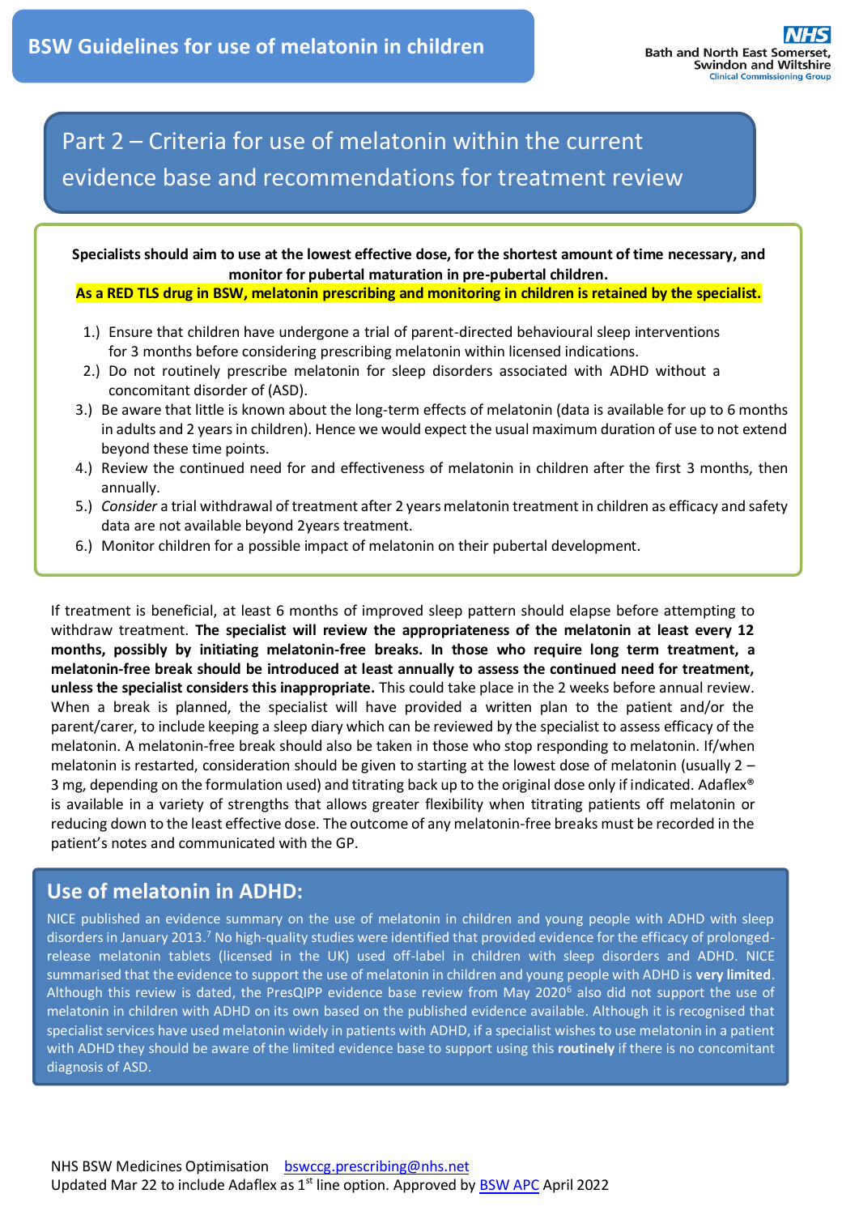# BSW Guidelines for use of melatonin in children

## Part 2 – Criteria for use of melatonin within the current evidence base and recommendations for treatment review

**Specialists should aim to use at the lowest effective dose, for the shortest amount of time necessary, and monitor for pubertal maturation in pre-pubertal children.**

**As a RED TLS drug in BSW, melatonin prescribing and monitoring in children is retained by the specialist.**

1.) Ensure that children have undergone a trial of parent-directed behavioural sleep interventions for 3 months before considering prescribing melatonin within licensed indications.
2.) Do not routinely prescribe melatonin for sleep disorders associated with ADHD without a concomitant disorder of (ASD).
3.) Be aware that little is known about the long-term effects of melatonin (data is available for up to 6 months in adults and 2 years in children). Hence we would expect the usual maximum duration of use to not extend beyond these time points.
4.) Review the continued need for and effectiveness of melatonin in children after the first 3 months, then annually.
5.) *Consider* a trial withdrawal of treatment after 2 years melatonin treatment in children as efficacy and safety data are not available beyond 2years treatment.
6.) Monitor children for a possible impact of melatonin on their pubertal development.

If treatment is beneficial, at least 6 months of improved sleep pattern should elapse before attempting to withdraw treatment. **The specialist will review the appropriateness of the melatonin at least every 12 months, possibly by initiating melatonin-free breaks. In those who require long term treatment, a melatonin-free break should be introduced at least annually to assess the continued need for treatment, unless the specialist considers this inappropriate.** This could take place in the 2 weeks before annual review. When a break is planned, the specialist will have provided a written plan to the patient and/or the parent/carer, to include keeping a sleep diary which can be reviewed by the specialist to assess efficacy of the melatonin. A melatonin-free break should also be taken in those who stop responding to melatonin. If/when melatonin is restarted, consideration should be given to starting at the lowest dose of melatonin (usually 2 – 3 mg, depending on the formulation used) and titrating back up to the original dose only if indicated. Adaflex® is available in a variety of strengths that allows greater flexibility when titrating patients off melatonin or reducing down to the least effective dose. The outcome of any melatonin-free breaks must be recorded in the patient's notes and communicated with the GP.

## Use of melatonin in ADHD:

NICE published an evidence summary on the use of melatonin in children and young people with ADHD with sleep disorders in January 2013.[7] No high-quality studies were identified that provided evidence for the efficacy of prolonged-release melatonin tablets (licensed in the UK) used off-label in children with sleep disorders and ADHD. NICE summarised that the evidence to support the use of melatonin in children and young people with ADHD is **very limited**. Although this review is dated, the PresQIPP evidence base review from May 2020[6] also did not support the use of melatonin in children with ADHD on its own based on the published evidence available. Although it is recognised that specialist services have used melatonin widely in patients with ADHD, if a specialist wishes to use melatonin in a patient with ADHD they should be aware of the limited evidence base to support using this **routinely** if there is no concomitant diagnosis of ASD.

NHS BSW Medicines Optimisation bswccg.prescribing@nhs.net
Updated Mar 22 to include Adaflex as 1st line option. Approved by BSW APC April 2022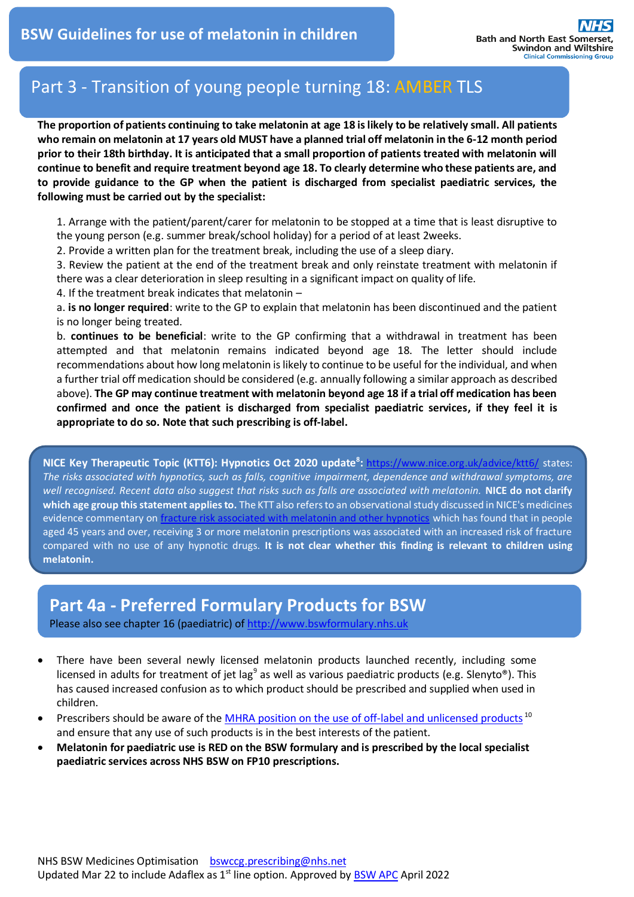## Part 3 - Transition of young people turning 18: AMBER TLS

**The proportion of patients continuing to take melatonin at age 18 is likely to be relatively small. All patients who remain on melatonin at 17 years old MUST have a planned trial off melatonin in the 6-12 month period prior to their 18th birthday. It is anticipated that a small proportion of patients treated with melatonin will continue to benefit and require treatment beyond age 18. To clearly determine who these patients are, and to provide guidance to the GP when the patient is discharged from specialist paediatric services, the following must be carried out by the specialist:**

1. Arrange with the patient/parent/carer for melatonin to be stopped at a time that is least disruptive to the young person (e.g. summer break/school holiday) for a period of at least 2weeks.
2. Provide a written plan for the treatment break, including the use of a sleep diary.
3. Review the patient at the end of the treatment break and only reinstate treatment with melatonin if there was a clear deterioration in sleep resulting in a significant impact on quality of life.
4. If the treatment break indicates that melatonin –

a. **is no longer required**: write to the GP to explain that melatonin has been discontinued and the patient is no longer being treated.

b. **continues to be beneficial**: write to the GP confirming that a withdrawal in treatment has been attempted and that melatonin remains indicated beyond age 18. The letter should include recommendations about how long melatonin is likely to continue to be useful for the individual, and when a further trial off medication should be considered (e.g. annually following a similar approach as described above). **The GP may continue treatment with melatonin beyond age 18 if a trial off medication has been confirmed and once the patient is discharged from specialist paediatric services, if they feel it is appropriate to do so. Note that such prescribing is off-label.**

**NICE Key Therapeutic Topic (KTT6): Hypnotics Oct 2020 update[8]:** https://www.nice.org.uk/advice/ktt6/ states: *The risks associated with hypnotics, such as falls, cognitive impairment, dependence and withdrawal symptoms, are well recognised. Recent data also suggest that risks such as falls are associated with melatonin.* **NICE do not clarify which age group this statement applies to.** The KTT also refers to an observational study discussed in NICE's medicines evidence commentary on fracture risk associated with melatonin and other hypnotics which has found that in people aged 45 years and over, receiving 3 or more melatonin prescriptions was associated with an increased risk of fracture compared with no use of any hypnotic drugs. **It is not clear whether this finding is relevant to children using melatonin.**

## Part 4a - Preferred Formulary Products for BSW

Please also see chapter 16 (paediatric) of http://www.bswformulary.nhs.uk

- There have been several newly licensed melatonin products launched recently, including some licensed in adults for treatment of jet lag[9] as well as various paediatric products (e.g. Slenyto®). This has caused increased confusion as to which product should be prescribed and supplied when used in children.
- Prescribers should be aware of the MHRA position on the use of off-label and unlicensed products[10] and ensure that any use of such products is in the best interests of the patient.
- **Melatonin for paediatric use is RED on the BSW formulary and is prescribed by the local specialist paediatric services across NHS BSW on FP10 prescriptions.**

NHS BSW Medicines Optimisation bswccg.prescribing@nhs.net
Updated Mar 22 to include Adaflex as 1st line option. Approved by BSW APC April 2022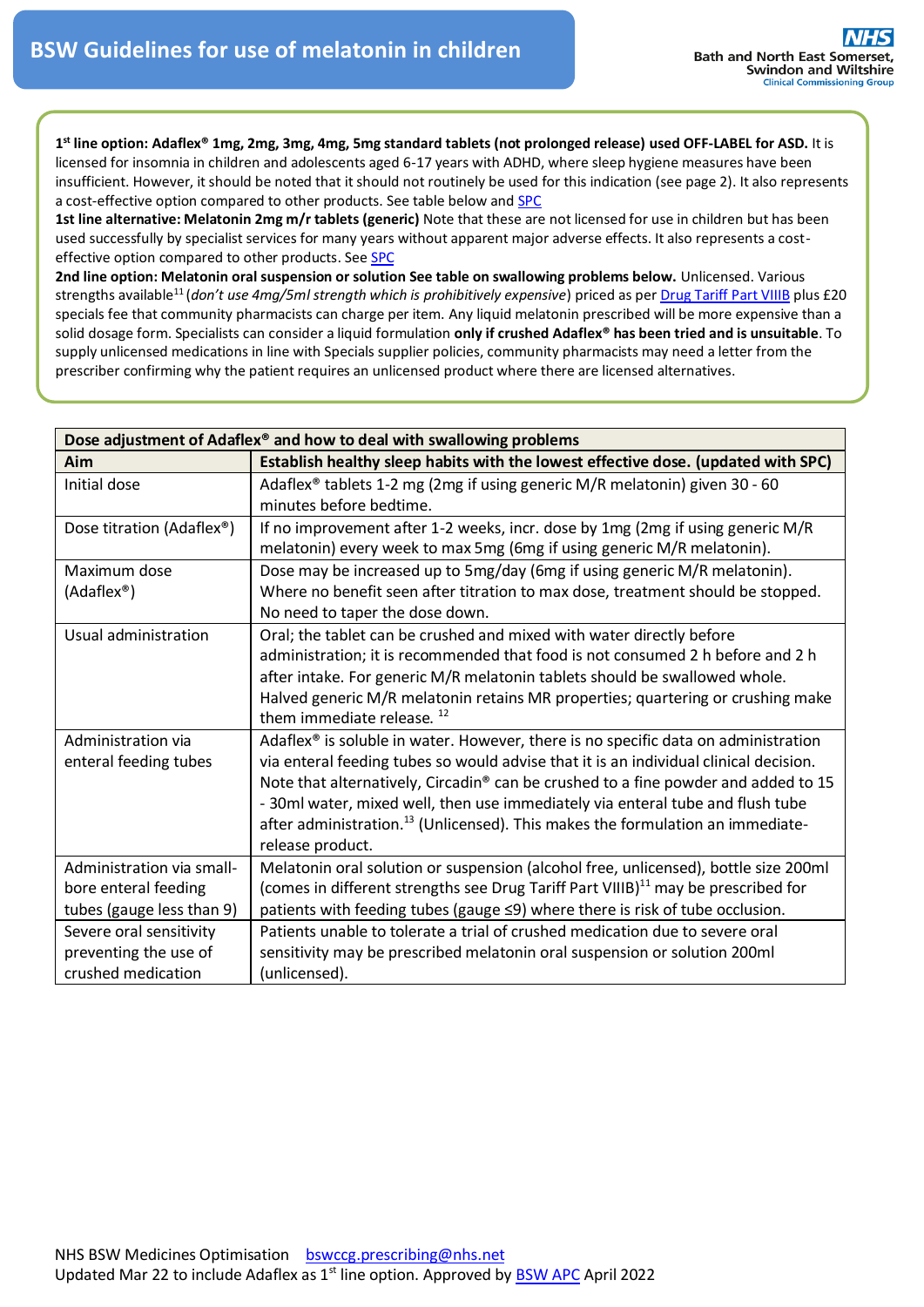# BSW Guidelines for use of melatonin in children

**1st line option: Adaflex® 1mg, 2mg, 3mg, 4mg, 5mg standard tablets (not prolonged release) used OFF-LABEL for ASD.** It is licensed for insomnia in children and adolescents aged 6-17 years with ADHD, where sleep hygiene measures have been insufficient. However, it should be noted that it should not routinely be used for this indication (see page 2). It also represents a cost-effective option compared to other products. See table below and SPC

**1st line alternative: Melatonin 2mg m/r tablets (generic)** Note that these are not licensed for use in children but has been used successfully by specialist services for many years without apparent major adverse effects. It also represents a cost-effective option compared to other products. See SPC

**2nd line option: Melatonin oral suspension or solution See table on swallowing problems below.** Unlicensed. Various strengths available[11] (*don't use 4mg/5ml strength which is prohibitively expensive*) priced as per Drug Tariff Part VIIIB plus £20 specials fee that community pharmacists can charge per item. Any liquid melatonin prescribed will be more expensive than a solid dosage form. Specialists can consider a liquid formulation **only if crushed Adaflex® has been tried and is unsuitable**. To supply unlicensed medications in line with Specials supplier policies, community pharmacists may need a letter from the prescriber confirming why the patient requires an unlicensed product where there are licensed alternatives.

| Dose adjustment of Adaflex® and how to deal with swallowing problems | |
|---|---|
| **Aim** | **Establish healthy sleep habits with the lowest effective dose. (updated with SPC)** |
| Initial dose | Adaflex® tablets 1-2 mg (2mg if using generic M/R melatonin) given 30 - 60 minutes before bedtime. |
| Dose titration (Adaflex®) | If no improvement after 1-2 weeks, incr. dose by 1mg (2mg if using generic M/R melatonin) every week to max 5mg (6mg if using generic M/R melatonin). |
| Maximum dose (Adaflex®) | Dose may be increased up to 5mg/day (6mg if using generic M/R melatonin). Where no benefit seen after titration to max dose, treatment should be stopped. No need to taper the dose down. |
| Usual administration | Oral; the tablet can be crushed and mixed with water directly before administration; it is recommended that food is not consumed 2 h before and 2 h after intake. For generic M/R melatonin tablets should be swallowed whole. Halved generic M/R melatonin retains MR properties; quartering or crushing make them immediate release. [12] |
| Administration via enteral feeding tubes | Adaflex® is soluble in water. However, there is no specific data on administration via enteral feeding tubes so would advise that it is an individual clinical decision. Note that alternatively, Circadin® can be crushed to a fine powder and added to 15 - 30ml water, mixed well, then use immediately via enteral tube and flush tube after administration.[13] (Unlicensed). This makes the formulation an immediate-release product. |
| Administration via small-bore enteral feeding tubes (gauge less than 9) | Melatonin oral solution or suspension (alcohol free, unlicensed), bottle size 200ml (comes in different strengths see Drug Tariff Part VIIIB)[11] may be prescribed for patients with feeding tubes (gauge ≤9) where there is risk of tube occlusion. |
| Severe oral sensitivity preventing the use of crushed medication | Patients unable to tolerate a trial of crushed medication due to severe oral sensitivity may be prescribed melatonin oral suspension or solution 200ml (unlicensed). |

NHS BSW Medicines Optimisation bswccg.prescribing@nhs.net
Updated Mar 22 to include Adaflex as 1st line option. Approved by BSW APC April 2022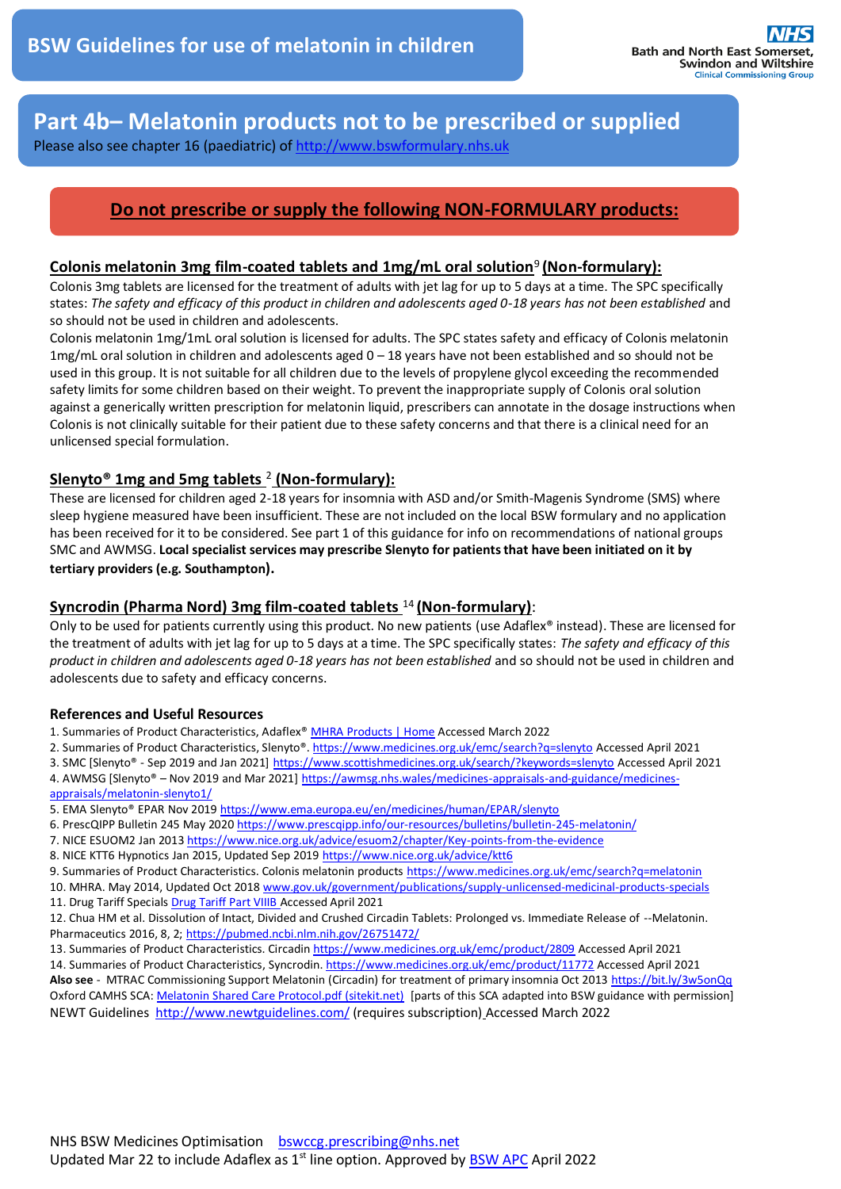# BSW Guidelines for use of melatonin in children

## Part 4b– Melatonin products not to be prescribed or supplied

Please also see chapter 16 (paediatric) of http://www.bswformulary.nhs.uk

**Do not prescribe or supply the following NON-FORMULARY products:**

### Colonis melatonin 3mg film-coated tablets and 1mg/mL oral solution[9] (Non-formulary):

Colonis 3mg tablets are licensed for the treatment of adults with jet lag for up to 5 days at a time. The SPC specifically states: *The safety and efficacy of this product in children and adolescents aged 0-18 years has not been established* and so should not be used in children and adolescents.

Colonis melatonin 1mg/1mL oral solution is licensed for adults. The SPC states safety and efficacy of Colonis melatonin 1mg/mL oral solution in children and adolescents aged 0 – 18 years have not been established and so should not be used in this group. It is not suitable for all children due to the levels of propylene glycol exceeding the recommended safety limits for some children based on their weight. To prevent the inappropriate supply of Colonis oral solution against a generically written prescription for melatonin liquid, prescribers can annotate in the dosage instructions when Colonis is not clinically suitable for their patient due to these safety concerns and that there is a clinical need for an unlicensed special formulation.

### Slenyto® 1mg and 5mg tablets [2] (Non-formulary):

These are licensed for children aged 2-18 years for insomnia with ASD and/or Smith-Magenis Syndrome (SMS) where sleep hygiene measured have been insufficient. These are not included on the local BSW formulary and no application has been received for it to be considered. See part 1 of this guidance for info on recommendations of national groups SMC and AWMSG. **Local specialist services may prescribe Slenyto for patients that have been initiated on it by tertiary providers (e.g. Southampton).**

### Syncrodin (Pharma Nord) 3mg film-coated tablets [14] (Non-formulary):

Only to be used for patients currently using this product. No new patients (use Adaflex® instead). These are licensed for the treatment of adults with jet lag for up to 5 days at a time. The SPC specifically states: *The safety and efficacy of this product in children and adolescents aged 0-18 years has not been established* and so should not be used in children and adolescents due to safety and efficacy concerns.

### References and Useful Resources

1. Summaries of Product Characteristics, Adaflex® MHRA Products | Home Accessed March 2022
2. Summaries of Product Characteristics, Slenyto®. https://www.medicines.org.uk/emc/search?q=slenyto Accessed April 2021
3. SMC [Slenyto® - Sep 2019 and Jan 2021] https://www.scottishmedicines.org.uk/search/?keywords=slenyto Accessed April 2021
4. AWMSG [Slenyto® – Nov 2019 and Mar 2021] https://awmsg.nhs.wales/medicines-appraisals-and-guidance/medicines-appraisals/melatonin-slenyto1/
5. EMA Slenyto® EPAR Nov 2019 https://www.ema.europa.eu/en/medicines/human/EPAR/slenyto
6. PrescQIPP Bulletin 245 May 2020 https://www.prescqipp.info/our-resources/bulletins/bulletin-245-melatonin/
7. NICE ESUOM2 Jan 2013 https://www.nice.org.uk/advice/esuom2/chapter/Key-points-from-the-evidence
8. NICE KTT6 Hypnotics Jan 2015, Updated Sep 2019 https://www.nice.org.uk/advice/ktt6
9. Summaries of Product Characteristics. Colonis melatonin products https://www.medicines.org.uk/emc/search?q=melatonin
10. MHRA. May 2014, Updated Oct 2018 www.gov.uk/government/publications/supply-unlicensed-medicinal-products-specials
11. Drug Tariff Specials Drug Tariff Part VIIIB Accessed April 2021
12. Chua HM et al. Dissolution of Intact, Divided and Crushed Circadin Tablets: Prolonged vs. Immediate Release of --Melatonin. Pharmaceutics 2016, 8, 2; https://pubmed.ncbi.nlm.nih.gov/26751472/
13. Summaries of Product Characteristics. Circadin https://www.medicines.org.uk/emc/product/2809 Accessed April 2021
14. Summaries of Product Characteristics, Syncrodin. https://www.medicines.org.uk/emc/product/11772 Accessed April 2021

**Also see** - MTRAC Commissioning Support Melatonin (Circadin) for treatment of primary insomnia Oct 2013 https://bit.ly/3w5onQq

Oxford CAMHS SCA: Melatonin Shared Care Protocol.pdf (sitekit.net) [parts of this SCA adapted into BSW guidance with permission]

NEWT Guidelines http://www.newtguidelines.com/ (requires subscription) Accessed March 2022

NHS BSW Medicines Optimisation bswccg.prescribing@nhs.net

Updated Mar 22 to include Adaflex as 1st line option. Approved by BSW APC April 2022